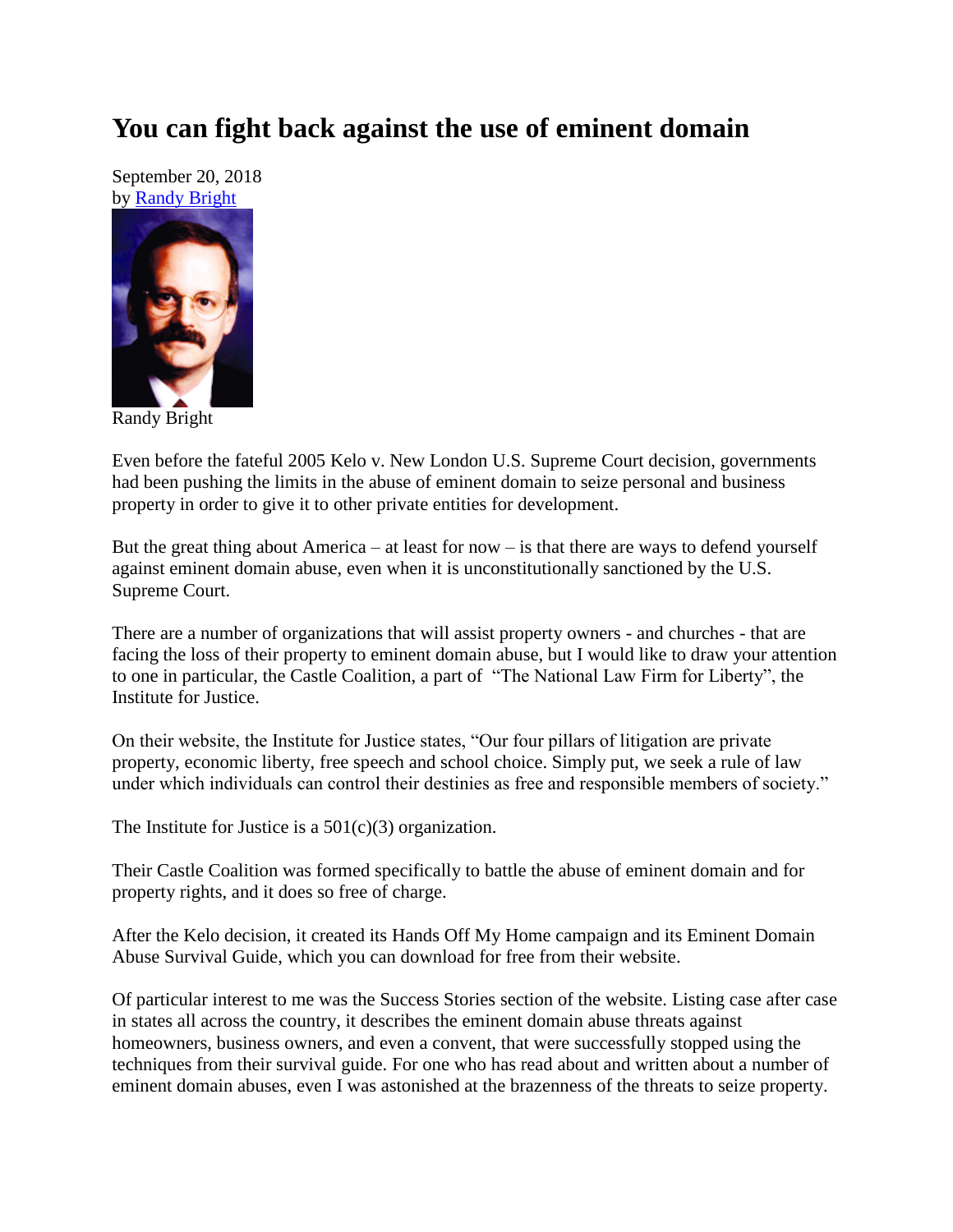# You can fight back against the use of eminent domain

September 20, 2018
by Randy Bright

Randy Bright

Even before the fateful 2005 Kelo v. New London U.S. Supreme Court decision, governments had been pushing the limits in the abuse of eminent domain to seize personal and business property in order to give it to other private entities for development.

But the great thing about America – at least for now – is that there are ways to defend yourself against eminent domain abuse, even when it is unconstitutionally sanctioned by the U.S. Supreme Court.

There are a number of organizations that will assist property owners - and churches - that are facing the loss of their property to eminent domain abuse, but I would like to draw your attention to one in particular, the Castle Coalition, a part of "The National Law Firm for Liberty", the Institute for Justice.

On their website, the Institute for Justice states, "Our four pillars of litigation are private property, economic liberty, free speech and school choice. Simply put, we seek a rule of law under which individuals can control their destinies as free and responsible members of society."

The Institute for Justice is a 501(c)(3) organization.

Their Castle Coalition was formed specifically to battle the abuse of eminent domain and for property rights, and it does so free of charge.

After the Kelo decision, it created its Hands Off My Home campaign and its Eminent Domain Abuse Survival Guide, which you can download for free from their website.

Of particular interest to me was the Success Stories section of the website. Listing case after case in states all across the country, it describes the eminent domain abuse threats against homeowners, business owners, and even a convent, that were successfully stopped using the techniques from their survival guide. For one who has read about and written about a number of eminent domain abuses, even I was astonished at the brazenness of the threats to seize property.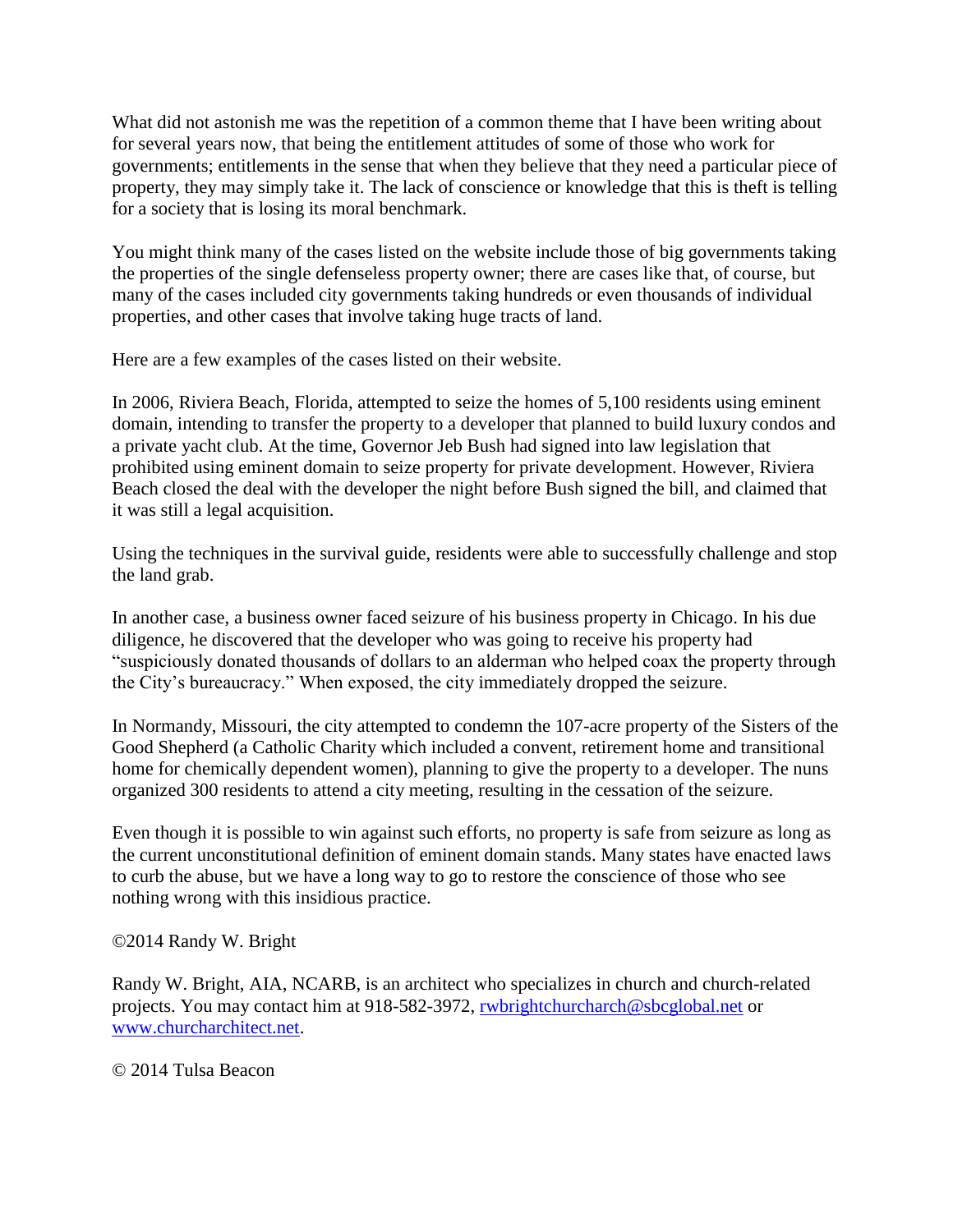What did not astonish me was the repetition of a common theme that I have been writing about for several years now, that being the entitlement attitudes of some of those who work for governments; entitlements in the sense that when they believe that they need a particular piece of property, they may simply take it. The lack of conscience or knowledge that this is theft is telling for a society that is losing its moral benchmark.

You might think many of the cases listed on the website include those of big governments taking the properties of the single defenseless property owner; there are cases like that, of course, but many of the cases included city governments taking hundreds or even thousands of individual properties, and other cases that involve taking huge tracts of land.

Here are a few examples of the cases listed on their website.

In 2006, Riviera Beach, Florida, attempted to seize the homes of 5,100 residents using eminent domain, intending to transfer the property to a developer that planned to build luxury condos and a private yacht club. At the time, Governor Jeb Bush had signed into law legislation that prohibited using eminent domain to seize property for private development. However, Riviera Beach closed the deal with the developer the night before Bush signed the bill, and claimed that it was still a legal acquisition.

Using the techniques in the survival guide, residents were able to successfully challenge and stop the land grab.

In another case, a business owner faced seizure of his business property in Chicago. In his due diligence, he discovered that the developer who was going to receive his property had "suspiciously donated thousands of dollars to an alderman who helped coax the property through the City's bureaucracy." When exposed, the city immediately dropped the seizure.

In Normandy, Missouri, the city attempted to condemn the 107-acre property of the Sisters of the Good Shepherd (a Catholic Charity which included a convent, retirement home and transitional home for chemically dependent women), planning to give the property to a developer. The nuns organized 300 residents to attend a city meeting, resulting in the cessation of the seizure.

Even though it is possible to win against such efforts, no property is safe from seizure as long as the current unconstitutional definition of eminent domain stands. Many states have enacted laws to curb the abuse, but we have a long way to go to restore the conscience of those who see nothing wrong with this insidious practice.

©2014 Randy W. Bright

Randy W. Bright, AIA, NCARB, is an architect who specializes in church and church-related projects. You may contact him at 918-582-3972, rwbrightchurcharch@sbcglobal.net or www.churcharchitect.net.

© 2014 Tulsa Beacon